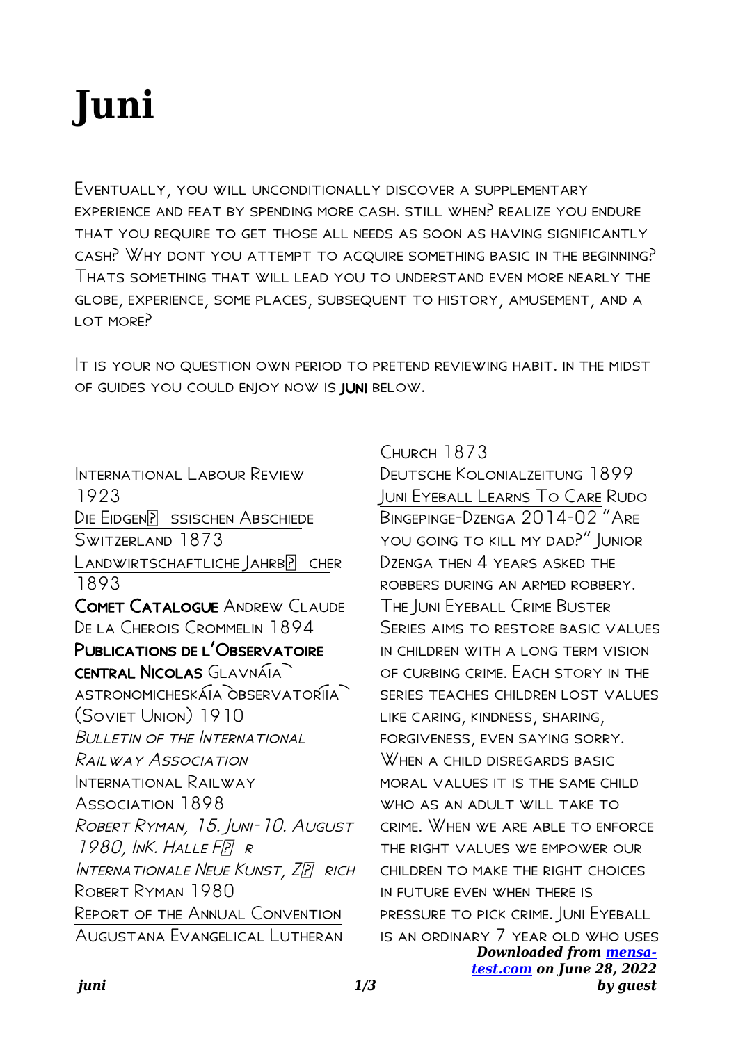# Juni

Eventually, you will unconditionally discover a supplementary experience and feat by spending more cash. still when? realize you endure that you require to get those all needs as soon as having significantly cash? Why dont you attempt to acquire something basic in the beginning? Thats something that will lead you to understand even more nearly the globe, experience, some places, subsequent to history, amusement, and a lot more?

It is your no question own period to pretend reviewing habit. in the midst of guides you could enjoy now is **juni** below.

International Labour Review 1923

Die Eidgen� ssischen Abschiede Switzerland 1873

Landwirtschaftliche Jahrb� cher 1893

**Comet Catalogue** Andrew Claude De La Cherois Crommelin 1894

**Publications de l'Observatoire central Nicolas** Glavnaia astronomicheskaia observatoriia (Soviet Union) 1910

*Bulletin of the International Railway Association* International Railway Association 1898

*Robert Ryman, 15. Juni-10. August 1980, InK. Halle F� r Internationale Neue Kunst, Z� rich* Robert Ryman 1980

Report of the Annual Convention Augustana Evangelical Lutheran Church 1873

Deutsche Kolonialzeitung 1899

Juni Eyeball Learns To Care Rudo Bingepinge-Dzenga 2014-02 "Are you going to kill my dad?" Junior Dzenga then 4 years asked the robbers during an armed robbery. The Juni Eyeball Crime Buster Series aims to restore basic values in children with a long term vision of curbing crime. Each story in the series teaches children lost values like caring, kindness, sharing, forgiveness, even saying sorry. When a child disregards basic moral values it is the same child who as an adult will take to crime. When we are able to enforce the right values we empower our children to make the right choices in future even when there is pressure to pick crime. Juni Eyeball is an ordinary 7 year old who uses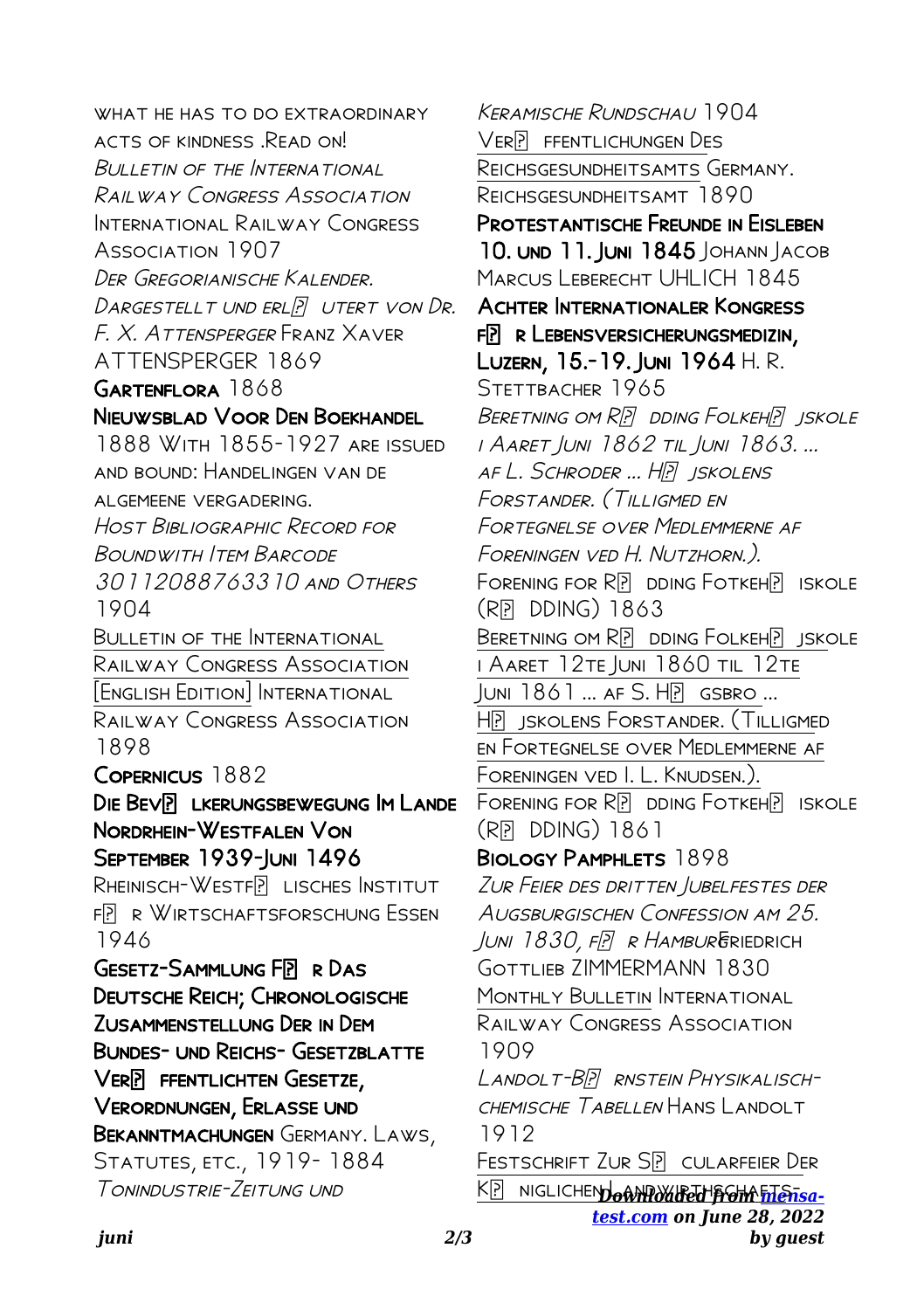what he has to do extraordinary acts of kindness .Read on!

*Bulletin of the International Railway Congress Association* International Railway Congress Association 1907

*Der Gregorianische Kalender. Dargestellt und erl� utert von Dr. F. X. Attensperger* Franz Xaver ATTENSPERGER 1869

**Gartenflora** 1868

**Nieuwsblad Voor Den Boekhandel** 1888 With 1855-1927 are issued and bound: Handelingen van de algemeene vergadering.

*Host Bibliographic Record for Boundwith Item Barcode 30112088763310 and Others* 1904

Bulletin of the International Railway Congress Association [English Edition] International Railway Congress Association 1898

**Copernicus** 1882

**Die Bev� lkerungsbewegung Im Lande Nordrhein-Westfalen Von September 1939-Juni 1496** Rheinisch-Westf� lisches Institut f� r Wirtschaftsforschung Essen 1946

**Gesetz-Sammlung F� r Das Deutsche Reich; Chronologische Zusammenstellung Der in Dem Bundes- und Reichs- Gesetzblatte Ver� ffentlichten Gesetze, Verordnungen, Erlasse und Bekanntmachungen** Germany. Laws, Statutes, etc., 1919- 1884

*Tonindustrie-Zeitung und Keramische Rundschau* 1904

Ver� ffentlichungen Des Reichsgesundheitsamts Germany. Reichsgesundheitsamt 1890

**Protestantische Freunde in Eisleben 10. und 11. Juni 1845** Johann Jacob Marcus Leberecht UHLICH 1845

**Achter Internationaler Kongress f� r Lebensversicherungsmedizin, Luzern, 15.-19. Juni 1964** H. R. Stettbacher 1965

*Beretning om R� dding Folkeh� jskole i Aaret Juni 1862 til Juni 1863. ... af L. Schroder ... H� jskolens Forstander. (Tilligmed en Fortegnelse over Medlemmerne af Foreningen ved H. Nutzhorn.).* Forening for R� dding Fotkeh� iskole (R� dding) 1863

Beretning om R� dding Folkeh� jskole i Aaret 12te Juni 1860 til 12te Juni 1861 ... af S. H� gsbro ... H� jskolens Forstander. (Tilligmed en Fortegnelse over Medlemmerne af Foreningen ved I. L. Knudsen.). Forening for R� dding Fotkeh� iskole (R� dding) 1861

**Biology Pamphlets** 1898

*Zur Feier des dritten Jubelfestes der Augsburgischen Confession am 25. Juni 1830, f� r Hamburg* Friedrich Gottlieb ZIMMERMANN 1830

Monthly Bulletin International Railway Congress Association 1909

*Landolt-B� rnstein Physikalisch-chemische Tabellen* Hans Landolt 1912

Festschrift Zur S� cularfeier Der K� niglichen Landwirthschafts-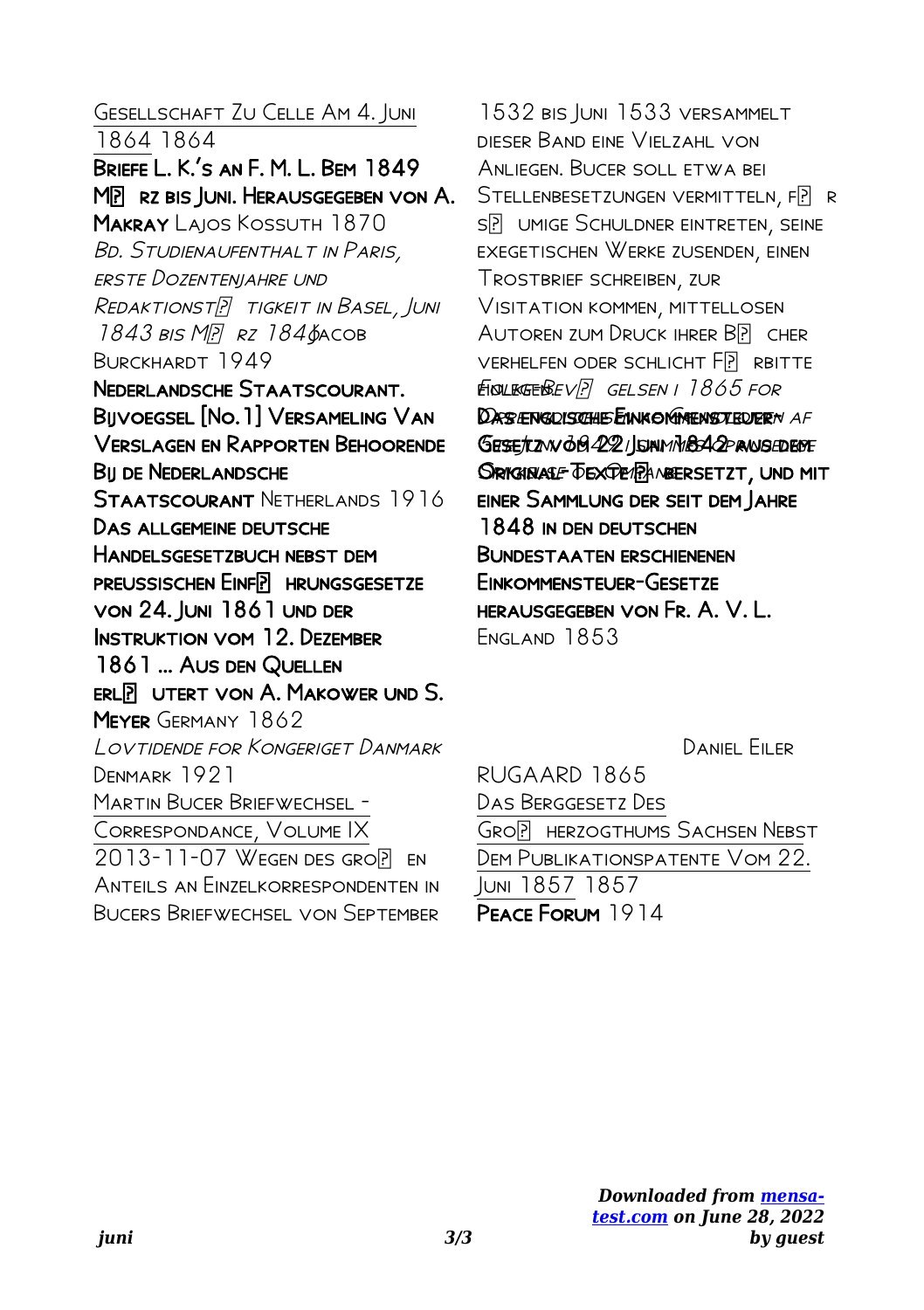Gesellschaft Zu Celle Am 4. Juni 1864 1864

**Briefe L. K.'s an F. M. L. Bem 1849 M� rz bis Juni. Herausgegeben von A. Makray** Lajos Kossuth 1870

*Bd. Studienaufenthalt in Paris, erste Dozentenjahre und Redaktionst� tigkeit in Basel, Juni 1843 bis M� rz 1846* Jacob Burckhardt 1949

**Nederlandsche Staatscourant. Bijvoegsel [No.1] Versameling Van Verslagen en Rapporten Behoorende Bij de Nederlandsche Staatscourant** Netherlands 1916

**Das allgemeine deutsche Handelsgesetzbuch nebst dem preussischen Einf� hrungsgesetze von 24. Juni 1861 und der Instruktion vom 12. Dezember 1861 ... Aus den Quellen erl� utert von A. Makower und S. Meyer** Germany 1862

*Lovtidende for Kongeriget Danmark* Denmark 1921

Martin Bucer Briefwechsel - Correspondance, Volume IX 2013-11-07 Wegen des gro� en Anteils an Einzelkorrespondenten in Bucers Briefwechsel von September 1532 bis Juni 1533 versammelt dieser Band eine Vielzahl von Anliegen. Bucer soll etwa bei Stellenbesetzungen vermitteln, f� r s� umige Schuldner eintreten, seine exegetischen Werke zusenden, einen Trostbrief schreiben, zur Visitation kommen, mittellosen Autoren zum Druck ihrer B� cher verhelfen oder schlicht F� rbitte einlegen.

*Folkets Rev� gelsen i 1865 for Danmarks Grundlovs Forandring af 5te Juni 1849 Indtil 28de Juli 1866* Daniel Eiler Rugaard 1865

**Das englische Einkommensteuer-Gesetz vom 22. Juni 1842 aus dem Original-Texte � bersetzt, und mit einer Sammlung der seit dem Jahre 1848 in den deutschen Bundestaaten erschienenen Einkommensteuer-Gesetze herausgegeben von Fr. A. V. L.** England 1853

Das Berggesetz Des Gro� herzogthums Sachsen Nebst Dem Publikationspatente Vom 22. Juni 1857 1857

**Peace Forum** 1914